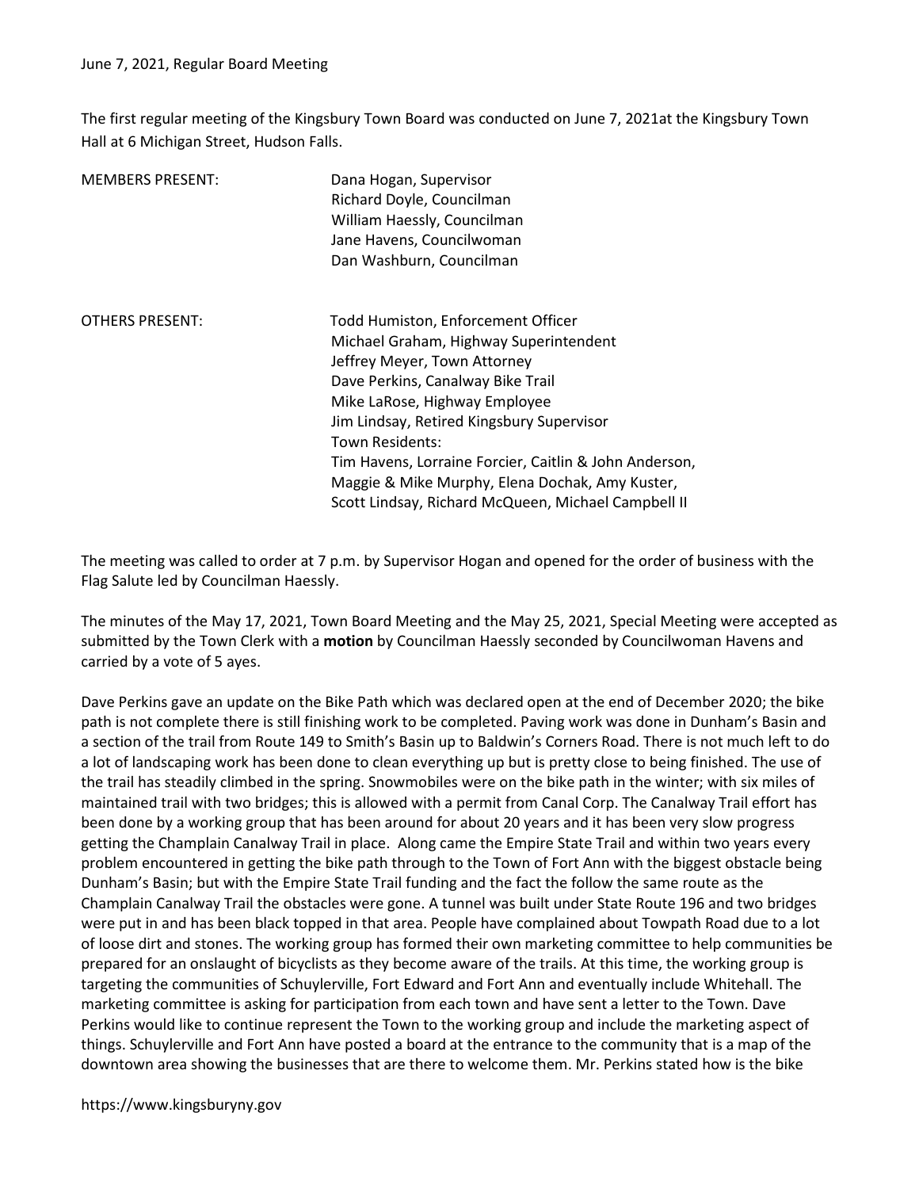June 7, 2021, Regular Board Meeting

The first regular meeting of the Kingsbury Town Board was conducted on June 7, 2021at the Kingsbury Town Hall at 6 Michigan Street, Hudson Falls.

| MEMBERS PRESENT: | Dana Hogan, Supervisor<br>Richard Doyle, Councilman<br>William Haessly, Councilman<br>Jane Havens, Councilwoman<br>Dan Washburn, Councilman |
|---|---|
| OTHERS PRESENT: | Todd Humiston, Enforcement Officer<br>Michael Graham, Highway Superintendent<br>Jeffrey Meyer, Town Attorney<br>Dave Perkins, Canalway Bike Trail<br>Mike LaRose, Highway Employee<br>Jim Lindsay, Retired Kingsbury Supervisor<br>Town Residents:<br>Tim Havens, Lorraine Forcier, Caitlin & John Anderson,<br>Maggie & Mike Murphy, Elena Dochak, Amy Kuster,<br>Scott Lindsay, Richard McQueen, Michael Campbell II |

The meeting was called to order at 7 p.m. by Supervisor Hogan and opened for the order of business with the Flag Salute led by Councilman Haessly.

The minutes of the May 17, 2021, Town Board Meeting and the May 25, 2021, Special Meeting were accepted as submitted by the Town Clerk with a **motion** by Councilman Haessly seconded by Councilwoman Havens and carried by a vote of 5 ayes.

Dave Perkins gave an update on the Bike Path which was declared open at the end of December 2020; the bike path is not complete there is still finishing work to be completed. Paving work was done in Dunham's Basin and a section of the trail from Route 149 to Smith's Basin up to Baldwin's Corners Road. There is not much left to do a lot of landscaping work has been done to clean everything up but is pretty close to being finished. The use of the trail has steadily climbed in the spring. Snowmobiles were on the bike path in the winter; with six miles of maintained trail with two bridges; this is allowed with a permit from Canal Corp. The Canalway Trail effort has been done by a working group that has been around for about 20 years and it has been very slow progress getting the Champlain Canalway Trail in place. Along came the Empire State Trail and within two years every problem encountered in getting the bike path through to the Town of Fort Ann with the biggest obstacle being Dunham's Basin; but with the Empire State Trail funding and the fact the follow the same route as the Champlain Canalway Trail the obstacles were gone. A tunnel was built under State Route 196 and two bridges were put in and has been black topped in that area. People have complained about Towpath Road due to a lot of loose dirt and stones. The working group has formed their own marketing committee to help communities be prepared for an onslaught of bicyclists as they become aware of the trails. At this time, the working group is targeting the communities of Schuylerville, Fort Edward and Fort Ann and eventually include Whitehall. The marketing committee is asking for participation from each town and have sent a letter to the Town. Dave Perkins would like to continue represent the Town to the working group and include the marketing aspect of things. Schuylerville and Fort Ann have posted a board at the entrance to the community that is a map of the downtown area showing the businesses that are there to welcome them. Mr. Perkins stated how is the bike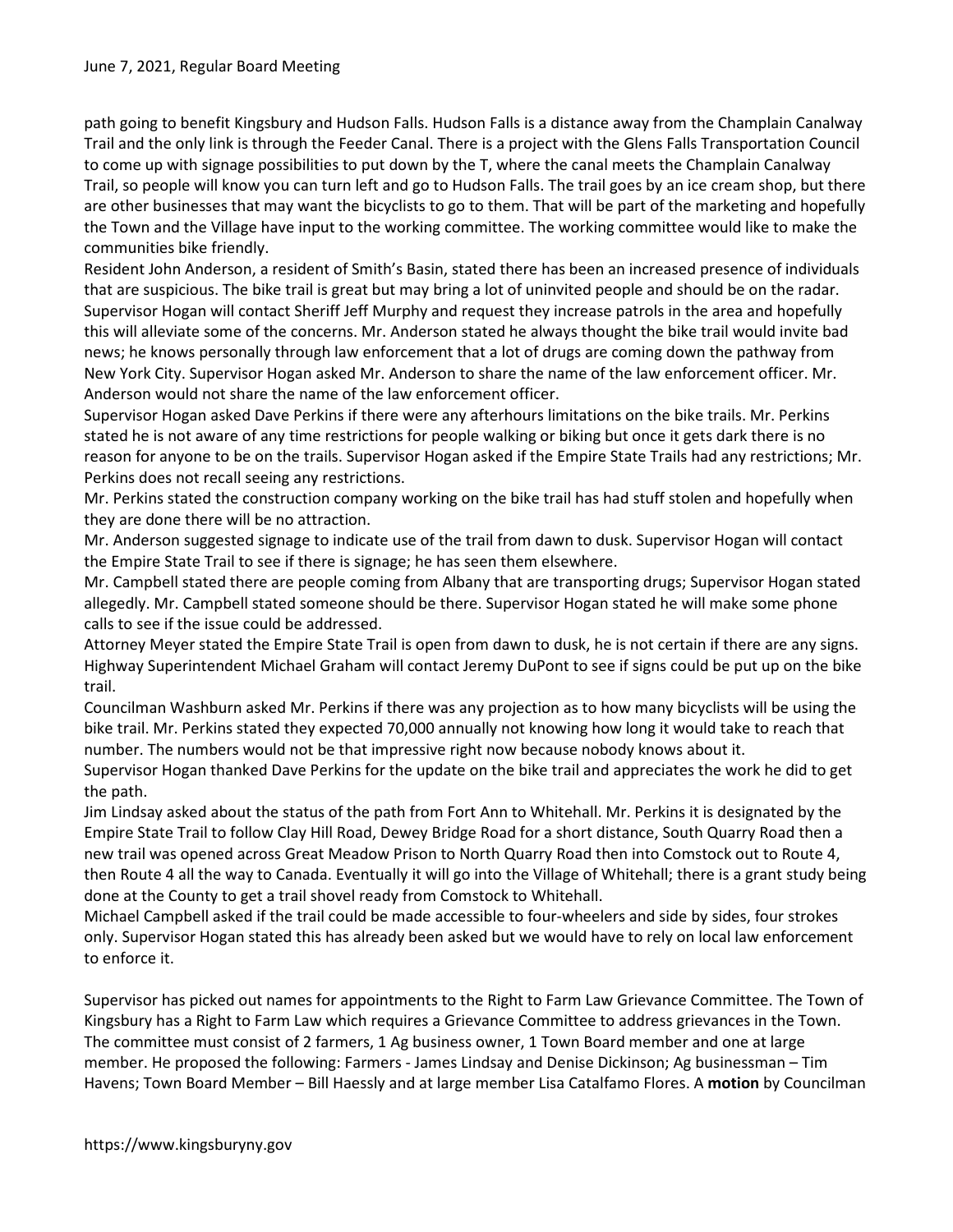path going to benefit Kingsbury and Hudson Falls. Hudson Falls is a distance away from the Champlain Canalway Trail and the only link is through the Feeder Canal. There is a project with the Glens Falls Transportation Council to come up with signage possibilities to put down by the T, where the canal meets the Champlain Canalway Trail, so people will know you can turn left and go to Hudson Falls. The trail goes by an ice cream shop, but there are other businesses that may want the bicyclists to go to them. That will be part of the marketing and hopefully the Town and the Village have input to the working committee. The working committee would like to make the communities bike friendly.

Resident John Anderson, a resident of Smith's Basin, stated there has been an increased presence of individuals that are suspicious. The bike trail is great but may bring a lot of uninvited people and should be on the radar. Supervisor Hogan will contact Sheriff Jeff Murphy and request they increase patrols in the area and hopefully this will alleviate some of the concerns. Mr. Anderson stated he always thought the bike trail would invite bad news; he knows personally through law enforcement that a lot of drugs are coming down the pathway from New York City. Supervisor Hogan asked Mr. Anderson to share the name of the law enforcement officer. Mr. Anderson would not share the name of the law enforcement officer.

Supervisor Hogan asked Dave Perkins if there were any afterhours limitations on the bike trails. Mr. Perkins stated he is not aware of any time restrictions for people walking or biking but once it gets dark there is no reason for anyone to be on the trails. Supervisor Hogan asked if the Empire State Trails had any restrictions; Mr. Perkins does not recall seeing any restrictions.

Mr. Perkins stated the construction company working on the bike trail has had stuff stolen and hopefully when they are done there will be no attraction.

Mr. Anderson suggested signage to indicate use of the trail from dawn to dusk. Supervisor Hogan will contact the Empire State Trail to see if there is signage; he has seen them elsewhere.

Mr. Campbell stated there are people coming from Albany that are transporting drugs; Supervisor Hogan stated allegedly. Mr. Campbell stated someone should be there. Supervisor Hogan stated he will make some phone calls to see if the issue could be addressed.

Attorney Meyer stated the Empire State Trail is open from dawn to dusk, he is not certain if there are any signs. Highway Superintendent Michael Graham will contact Jeremy DuPont to see if signs could be put up on the bike trail.

Councilman Washburn asked Mr. Perkins if there was any projection as to how many bicyclists will be using the bike trail. Mr. Perkins stated they expected 70,000 annually not knowing how long it would take to reach that number. The numbers would not be that impressive right now because nobody knows about it.

Supervisor Hogan thanked Dave Perkins for the update on the bike trail and appreciates the work he did to get the path.

Jim Lindsay asked about the status of the path from Fort Ann to Whitehall. Mr. Perkins it is designated by the Empire State Trail to follow Clay Hill Road, Dewey Bridge Road for a short distance, South Quarry Road then a new trail was opened across Great Meadow Prison to North Quarry Road then into Comstock out to Route 4, then Route 4 all the way to Canada. Eventually it will go into the Village of Whitehall; there is a grant study being done at the County to get a trail shovel ready from Comstock to Whitehall.

Michael Campbell asked if the trail could be made accessible to four-wheelers and side by sides, four strokes only. Supervisor Hogan stated this has already been asked but we would have to rely on local law enforcement to enforce it.

Supervisor has picked out names for appointments to the Right to Farm Law Grievance Committee. The Town of Kingsbury has a Right to Farm Law which requires a Grievance Committee to address grievances in the Town. The committee must consist of 2 farmers, 1 Ag business owner, 1 Town Board member and one at large member. He proposed the following: Farmers - James Lindsay and Denise Dickinson; Ag businessman – Tim Havens; Town Board Member – Bill Haessly and at large member Lisa Catalfamo Flores. A **motion** by Councilman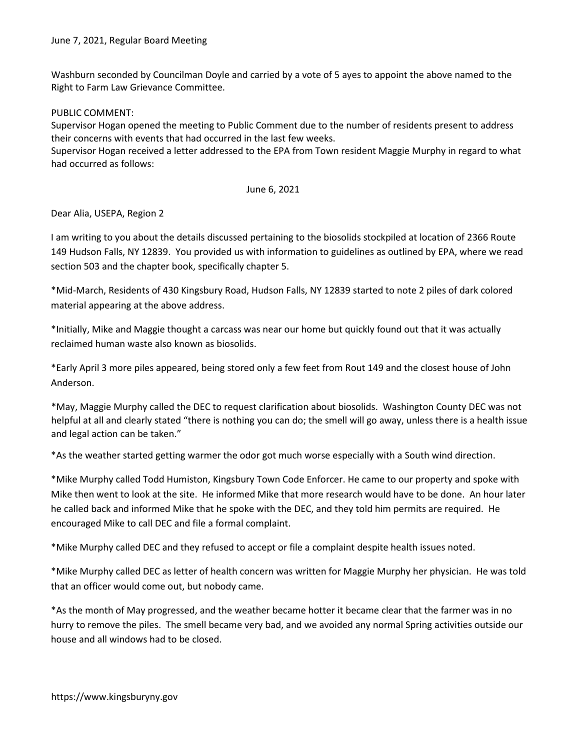Washburn seconded by Councilman Doyle and carried by a vote of 5 ayes to appoint the above named to the Right to Farm Law Grievance Committee.

PUBLIC COMMENT:
Supervisor Hogan opened the meeting to Public Comment due to the number of residents present to address their concerns with events that had occurred in the last few weeks.
Supervisor Hogan received a letter addressed to the EPA from Town resident Maggie Murphy in regard to what had occurred as follows:

June 6, 2021

Dear Alia, USEPA, Region 2

I am writing to you about the details discussed pertaining to the biosolids stockpiled at location of 2366 Route 149 Hudson Falls, NY 12839. You provided us with information to guidelines as outlined by EPA, where we read section 503 and the chapter book, specifically chapter 5.

*Mid-March, Residents of 430 Kingsbury Road, Hudson Falls, NY 12839 started to note 2 piles of dark colored material appearing at the above address.

*Initially, Mike and Maggie thought a carcass was near our home but quickly found out that it was actually reclaimed human waste also known as biosolids.

*Early April 3 more piles appeared, being stored only a few feet from Rout 149 and the closest house of John Anderson.

*May, Maggie Murphy called the DEC to request clarification about biosolids. Washington County DEC was not helpful at all and clearly stated "there is nothing you can do; the smell will go away, unless there is a health issue and legal action can be taken."

*As the weather started getting warmer the odor got much worse especially with a South wind direction.

*Mike Murphy called Todd Humiston, Kingsbury Town Code Enforcer. He came to our property and spoke with Mike then went to look at the site. He informed Mike that more research would have to be done. An hour later he called back and informed Mike that he spoke with the DEC, and they told him permits are required. He encouraged Mike to call DEC and file a formal complaint.

*Mike Murphy called DEC and they refused to accept or file a complaint despite health issues noted.

*Mike Murphy called DEC as letter of health concern was written for Maggie Murphy her physician. He was told that an officer would come out, but nobody came.

*As the month of May progressed, and the weather became hotter it became clear that the farmer was in no hurry to remove the piles. The smell became very bad, and we avoided any normal Spring activities outside our house and all windows had to be closed.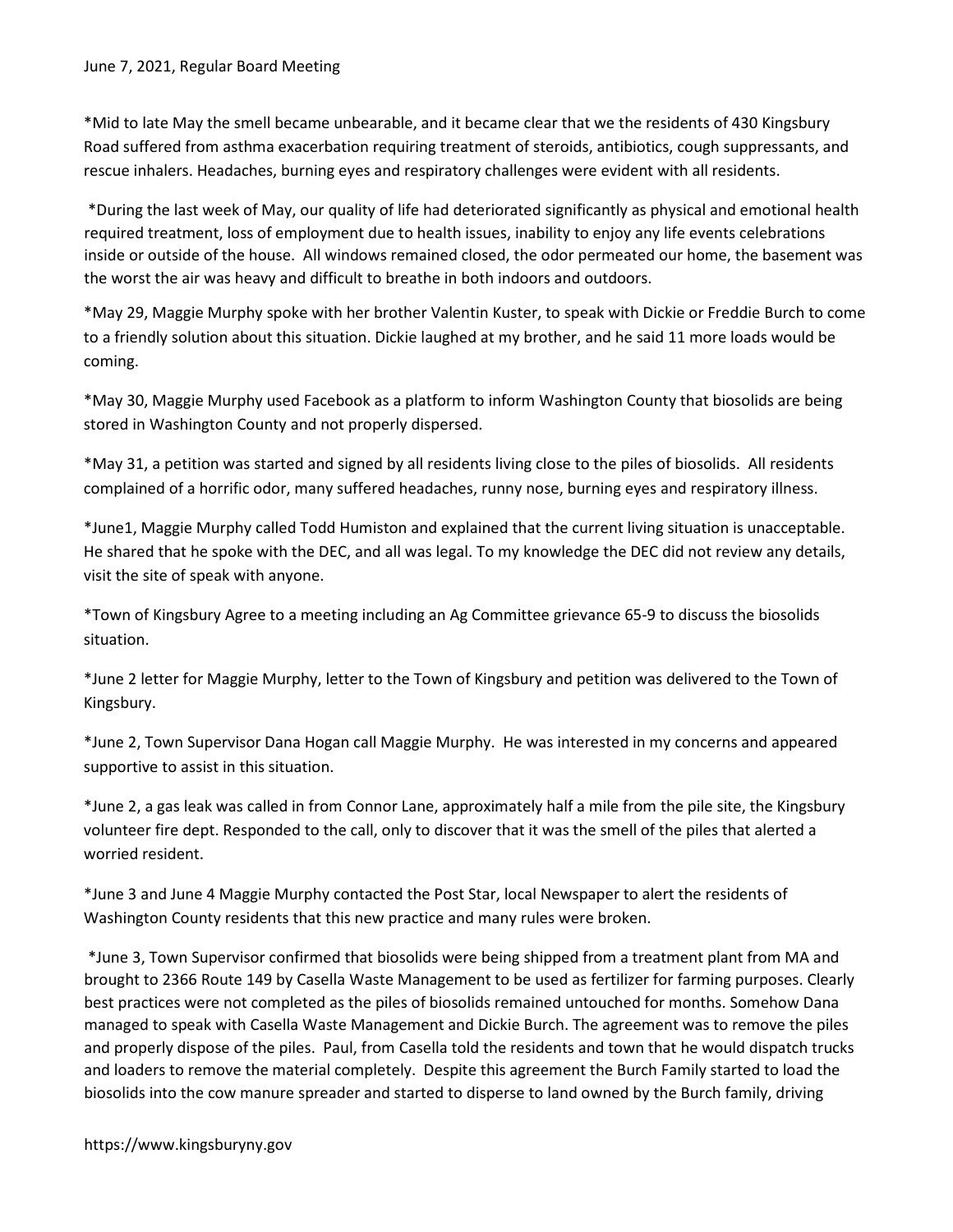*Mid to late May the smell became unbearable, and it became clear that we the residents of 430 Kingsbury Road suffered from asthma exacerbation requiring treatment of steroids, antibiotics, cough suppressants, and rescue inhalers. Headaches, burning eyes and respiratory challenges were evident with all residents.

*During the last week of May, our quality of life had deteriorated significantly as physical and emotional health required treatment, loss of employment due to health issues, inability to enjoy any life events celebrations inside or outside of the house. All windows remained closed, the odor permeated our home, the basement was the worst the air was heavy and difficult to breathe in both indoors and outdoors.

*May 29, Maggie Murphy spoke with her brother Valentin Kuster, to speak with Dickie or Freddie Burch to come to a friendly solution about this situation. Dickie laughed at my brother, and he said 11 more loads would be coming.

*May 30, Maggie Murphy used Facebook as a platform to inform Washington County that biosolids are being stored in Washington County and not properly dispersed.

*May 31, a petition was started and signed by all residents living close to the piles of biosolids. All residents complained of a horrific odor, many suffered headaches, runny nose, burning eyes and respiratory illness.

*June1, Maggie Murphy called Todd Humiston and explained that the current living situation is unacceptable. He shared that he spoke with the DEC, and all was legal. To my knowledge the DEC did not review any details, visit the site of speak with anyone.

*Town of Kingsbury Agree to a meeting including an Ag Committee grievance 65-9 to discuss the biosolids situation.

*June 2 letter for Maggie Murphy, letter to the Town of Kingsbury and petition was delivered to the Town of Kingsbury.

*June 2, Town Supervisor Dana Hogan call Maggie Murphy. He was interested in my concerns and appeared supportive to assist in this situation.

*June 2, a gas leak was called in from Connor Lane, approximately half a mile from the pile site, the Kingsbury volunteer fire dept. Responded to the call, only to discover that it was the smell of the piles that alerted a worried resident.

*June 3 and June 4 Maggie Murphy contacted the Post Star, local Newspaper to alert the residents of Washington County residents that this new practice and many rules were broken.

*June 3, Town Supervisor confirmed that biosolids were being shipped from a treatment plant from MA and brought to 2366 Route 149 by Casella Waste Management to be used as fertilizer for farming purposes. Clearly best practices were not completed as the piles of biosolids remained untouched for months. Somehow Dana managed to speak with Casella Waste Management and Dickie Burch. The agreement was to remove the piles and properly dispose of the piles. Paul, from Casella told the residents and town that he would dispatch trucks and loaders to remove the material completely. Despite this agreement the Burch Family started to load the biosolids into the cow manure spreader and started to disperse to land owned by the Burch family, driving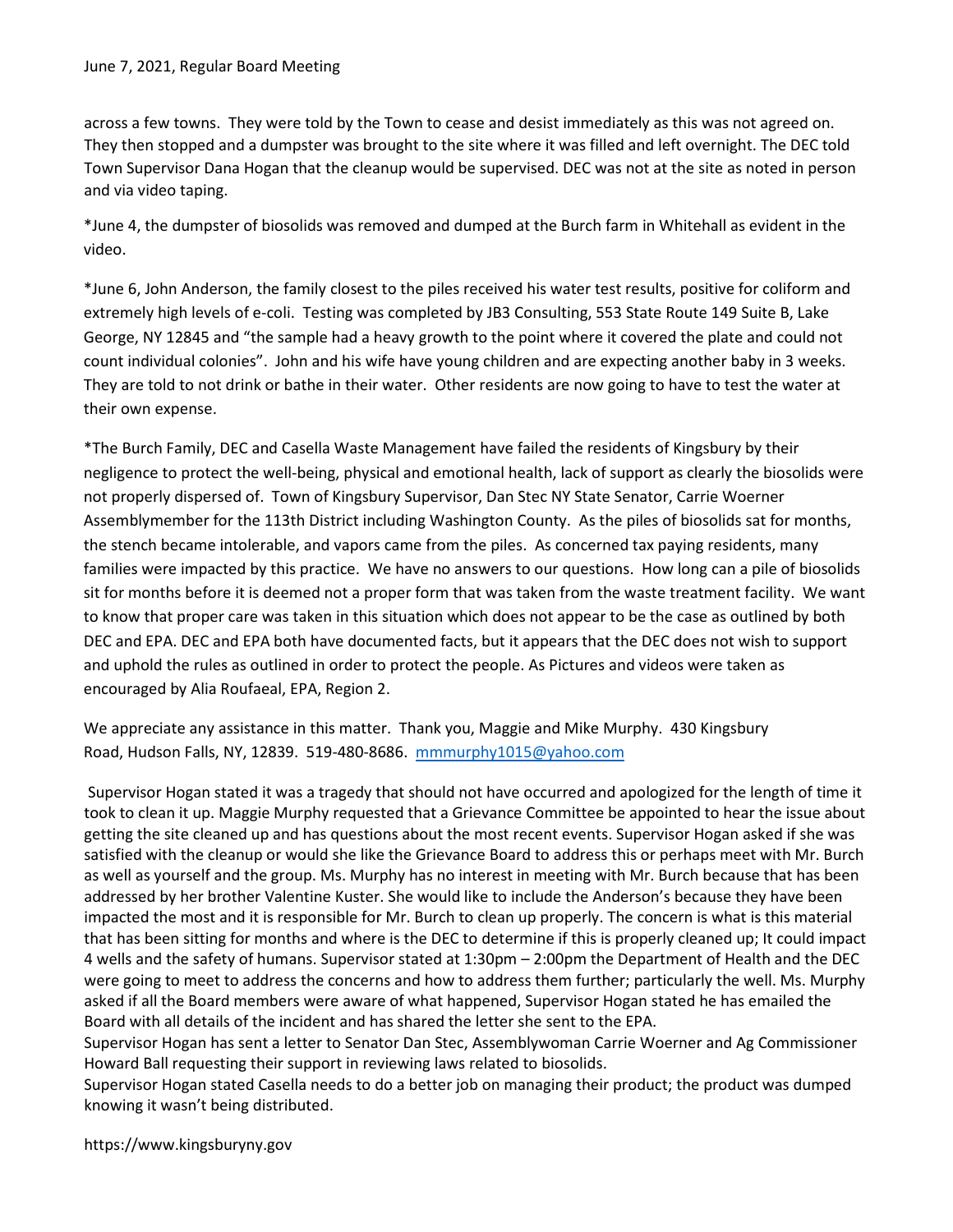across a few towns. They were told by the Town to cease and desist immediately as this was not agreed on. They then stopped and a dumpster was brought to the site where it was filled and left overnight. The DEC told Town Supervisor Dana Hogan that the cleanup would be supervised. DEC was not at the site as noted in person and via video taping.

*June 4, the dumpster of biosolids was removed and dumped at the Burch farm in Whitehall as evident in the video.

*June 6, John Anderson, the family closest to the piles received his water test results, positive for coliform and extremely high levels of e-coli. Testing was completed by JB3 Consulting, 553 State Route 149 Suite B, Lake George, NY 12845 and "the sample had a heavy growth to the point where it covered the plate and could not count individual colonies". John and his wife have young children and are expecting another baby in 3 weeks. They are told to not drink or bathe in their water. Other residents are now going to have to test the water at their own expense.

*The Burch Family, DEC and Casella Waste Management have failed the residents of Kingsbury by their negligence to protect the well-being, physical and emotional health, lack of support as clearly the biosolids were not properly dispersed of. Town of Kingsbury Supervisor, Dan Stec NY State Senator, Carrie Woerner Assemblymember for the 113th District including Washington County. As the piles of biosolids sat for months, the stench became intolerable, and vapors came from the piles. As concerned tax paying residents, many families were impacted by this practice. We have no answers to our questions. How long can a pile of biosolids sit for months before it is deemed not a proper form that was taken from the waste treatment facility. We want to know that proper care was taken in this situation which does not appear to be the case as outlined by both DEC and EPA. DEC and EPA both have documented facts, but it appears that the DEC does not wish to support and uphold the rules as outlined in order to protect the people. As Pictures and videos were taken as encouraged by Alia Roufaeal, EPA, Region 2.

We appreciate any assistance in this matter. Thank you, Maggie and Mike Murphy. 430 Kingsbury Road, Hudson Falls, NY, 12839. 519-480-8686. mmmurphy1015@yahoo.com

Supervisor Hogan stated it was a tragedy that should not have occurred and apologized for the length of time it took to clean it up. Maggie Murphy requested that a Grievance Committee be appointed to hear the issue about getting the site cleaned up and has questions about the most recent events. Supervisor Hogan asked if she was satisfied with the cleanup or would she like the Grievance Board to address this or perhaps meet with Mr. Burch as well as yourself and the group. Ms. Murphy has no interest in meeting with Mr. Burch because that has been addressed by her brother Valentine Kuster. She would like to include the Anderson's because they have been impacted the most and it is responsible for Mr. Burch to clean up properly. The concern is what is this material that has been sitting for months and where is the DEC to determine if this is properly cleaned up; It could impact 4 wells and the safety of humans. Supervisor stated at 1:30pm – 2:00pm the Department of Health and the DEC were going to meet to address the concerns and how to address them further; particularly the well. Ms. Murphy asked if all the Board members were aware of what happened, Supervisor Hogan stated he has emailed the Board with all details of the incident and has shared the letter she sent to the EPA.

Supervisor Hogan has sent a letter to Senator Dan Stec, Assemblywoman Carrie Woerner and Ag Commissioner Howard Ball requesting their support in reviewing laws related to biosolids.

Supervisor Hogan stated Casella needs to do a better job on managing their product; the product was dumped knowing it wasn't being distributed.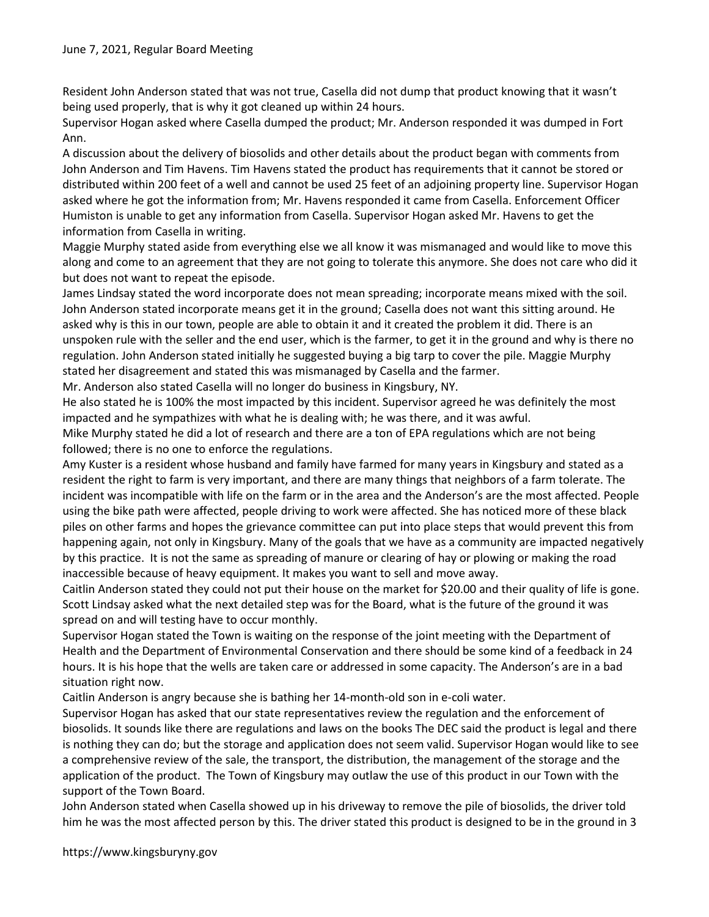Resident John Anderson stated that was not true, Casella did not dump that product knowing that it wasn't being used properly, that is why it got cleaned up within 24 hours.

Supervisor Hogan asked where Casella dumped the product; Mr. Anderson responded it was dumped in Fort Ann.

A discussion about the delivery of biosolids and other details about the product began with comments from John Anderson and Tim Havens. Tim Havens stated the product has requirements that it cannot be stored or distributed within 200 feet of a well and cannot be used 25 feet of an adjoining property line. Supervisor Hogan asked where he got the information from; Mr. Havens responded it came from Casella. Enforcement Officer Humiston is unable to get any information from Casella. Supervisor Hogan asked Mr. Havens to get the information from Casella in writing.

Maggie Murphy stated aside from everything else we all know it was mismanaged and would like to move this along and come to an agreement that they are not going to tolerate this anymore. She does not care who did it but does not want to repeat the episode.

James Lindsay stated the word incorporate does not mean spreading; incorporate means mixed with the soil. John Anderson stated incorporate means get it in the ground; Casella does not want this sitting around. He asked why is this in our town, people are able to obtain it and it created the problem it did. There is an unspoken rule with the seller and the end user, which is the farmer, to get it in the ground and why is there no regulation. John Anderson stated initially he suggested buying a big tarp to cover the pile. Maggie Murphy stated her disagreement and stated this was mismanaged by Casella and the farmer.

Mr. Anderson also stated Casella will no longer do business in Kingsbury, NY.

He also stated he is 100% the most impacted by this incident. Supervisor agreed he was definitely the most impacted and he sympathizes with what he is dealing with; he was there, and it was awful.

Mike Murphy stated he did a lot of research and there are a ton of EPA regulations which are not being followed; there is no one to enforce the regulations.

Amy Kuster is a resident whose husband and family have farmed for many years in Kingsbury and stated as a resident the right to farm is very important, and there are many things that neighbors of a farm tolerate. The incident was incompatible with life on the farm or in the area and the Anderson's are the most affected. People using the bike path were affected, people driving to work were affected. She has noticed more of these black piles on other farms and hopes the grievance committee can put into place steps that would prevent this from happening again, not only in Kingsbury. Many of the goals that we have as a community are impacted negatively by this practice. It is not the same as spreading of manure or clearing of hay or plowing or making the road inaccessible because of heavy equipment. It makes you want to sell and move away.

Caitlin Anderson stated they could not put their house on the market for $20.00 and their quality of life is gone.

Scott Lindsay asked what the next detailed step was for the Board, what is the future of the ground it was spread on and will testing have to occur monthly.

Supervisor Hogan stated the Town is waiting on the response of the joint meeting with the Department of Health and the Department of Environmental Conservation and there should be some kind of a feedback in 24 hours. It is his hope that the wells are taken care or addressed in some capacity. The Anderson's are in a bad situation right now.

Caitlin Anderson is angry because she is bathing her 14-month-old son in e-coli water.

Supervisor Hogan has asked that our state representatives review the regulation and the enforcement of biosolids. It sounds like there are regulations and laws on the books The DEC said the product is legal and there is nothing they can do; but the storage and application does not seem valid. Supervisor Hogan would like to see a comprehensive review of the sale, the transport, the distribution, the management of the storage and the application of the product. The Town of Kingsbury may outlaw the use of this product in our Town with the support of the Town Board.

John Anderson stated when Casella showed up in his driveway to remove the pile of biosolids, the driver told him he was the most affected person by this. The driver stated this product is designed to be in the ground in 3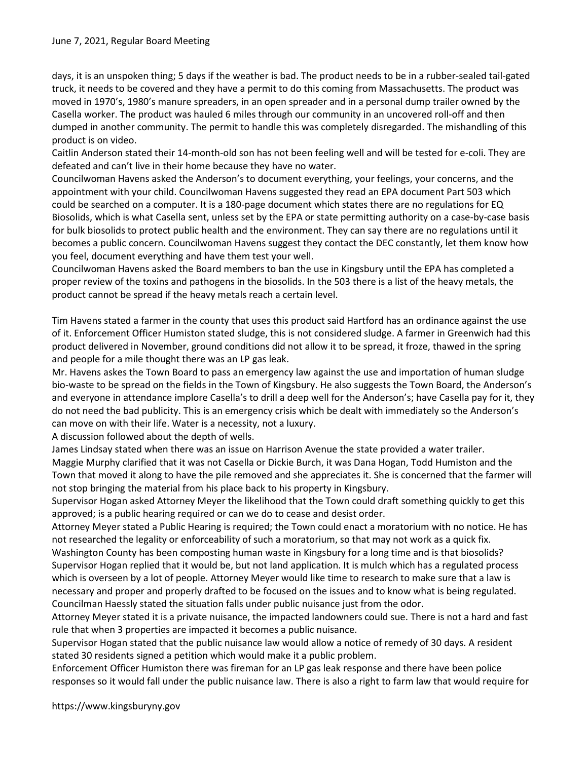days, it is an unspoken thing; 5 days if the weather is bad. The product needs to be in a rubber-sealed tail-gated truck, it needs to be covered and they have a permit to do this coming from Massachusetts. The product was moved in 1970's, 1980's manure spreaders, in an open spreader and in a personal dump trailer owned by the Casella worker. The product was hauled 6 miles through our community in an uncovered roll-off and then dumped in another community. The permit to handle this was completely disregarded. The mishandling of this product is on video.

Caitlin Anderson stated their 14-month-old son has not been feeling well and will be tested for e-coli. They are defeated and can't live in their home because they have no water.

Councilwoman Havens asked the Anderson's to document everything, your feelings, your concerns, and the appointment with your child. Councilwoman Havens suggested they read an EPA document Part 503 which could be searched on a computer. It is a 180-page document which states there are no regulations for EQ Biosolids, which is what Casella sent, unless set by the EPA or state permitting authority on a case-by-case basis for bulk biosolids to protect public health and the environment. They can say there are no regulations until it becomes a public concern. Councilwoman Havens suggest they contact the DEC constantly, let them know how you feel, document everything and have them test your well.

Councilwoman Havens asked the Board members to ban the use in Kingsbury until the EPA has completed a proper review of the toxins and pathogens in the biosolids. In the 503 there is a list of the heavy metals, the product cannot be spread if the heavy metals reach a certain level.

Tim Havens stated a farmer in the county that uses this product said Hartford has an ordinance against the use of it. Enforcement Officer Humiston stated sludge, this is not considered sludge. A farmer in Greenwich had this product delivered in November, ground conditions did not allow it to be spread, it froze, thawed in the spring and people for a mile thought there was an LP gas leak.

Mr. Havens askes the Town Board to pass an emergency law against the use and importation of human sludge bio-waste to be spread on the fields in the Town of Kingsbury. He also suggests the Town Board, the Anderson's and everyone in attendance implore Casella's to drill a deep well for the Anderson's; have Casella pay for it, they do not need the bad publicity. This is an emergency crisis which be dealt with immediately so the Anderson's can move on with their life. Water is a necessity, not a luxury.

A discussion followed about the depth of wells.

James Lindsay stated when there was an issue on Harrison Avenue the state provided a water trailer.

Maggie Murphy clarified that it was not Casella or Dickie Burch, it was Dana Hogan, Todd Humiston and the Town that moved it along to have the pile removed and she appreciates it. She is concerned that the farmer will not stop bringing the material from his place back to his property in Kingsbury.

Supervisor Hogan asked Attorney Meyer the likelihood that the Town could draft something quickly to get this approved; is a public hearing required or can we do to cease and desist order.

Attorney Meyer stated a Public Hearing is required; the Town could enact a moratorium with no notice. He has not researched the legality or enforceability of such a moratorium, so that may not work as a quick fix. Washington County has been composting human waste in Kingsbury for a long time and is that biosolids? Supervisor Hogan replied that it would be, but not land application. It is mulch which has a regulated process which is overseen by a lot of people. Attorney Meyer would like time to research to make sure that a law is necessary and proper and properly drafted to be focused on the issues and to know what is being regulated.

Councilman Haessly stated the situation falls under public nuisance just from the odor.

Attorney Meyer stated it is a private nuisance, the impacted landowners could sue. There is not a hard and fast rule that when 3 properties are impacted it becomes a public nuisance.

Supervisor Hogan stated that the public nuisance law would allow a notice of remedy of 30 days. A resident stated 30 residents signed a petition which would make it a public problem.

Enforcement Officer Humiston there was fireman for an LP gas leak response and there have been police responses so it would fall under the public nuisance law. There is also a right to farm law that would require for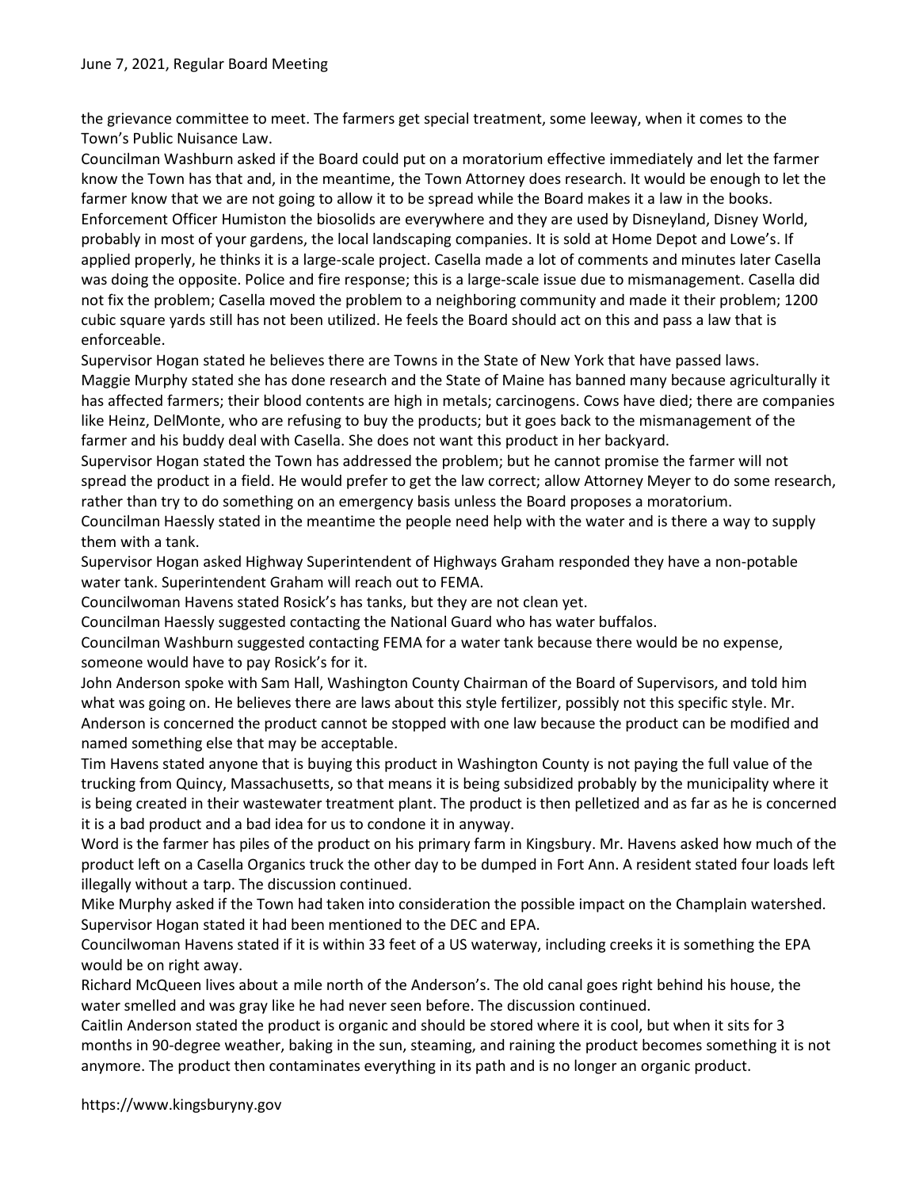the grievance committee to meet. The farmers get special treatment, some leeway, when it comes to the Town's Public Nuisance Law.

Councilman Washburn asked if the Board could put on a moratorium effective immediately and let the farmer know the Town has that and, in the meantime, the Town Attorney does research. It would be enough to let the farmer know that we are not going to allow it to be spread while the Board makes it a law in the books.

Enforcement Officer Humiston the biosolids are everywhere and they are used by Disneyland, Disney World, probably in most of your gardens, the local landscaping companies. It is sold at Home Depot and Lowe's. If applied properly, he thinks it is a large-scale project. Casella made a lot of comments and minutes later Casella was doing the opposite. Police and fire response; this is a large-scale issue due to mismanagement. Casella did not fix the problem; Casella moved the problem to a neighboring community and made it their problem; 1200 cubic square yards still has not been utilized. He feels the Board should act on this and pass a law that is enforceable.

Supervisor Hogan stated he believes there are Towns in the State of New York that have passed laws.

Maggie Murphy stated she has done research and the State of Maine has banned many because agriculturally it has affected farmers; their blood contents are high in metals; carcinogens. Cows have died; there are companies like Heinz, DelMonte, who are refusing to buy the products; but it goes back to the mismanagement of the farmer and his buddy deal with Casella. She does not want this product in her backyard.

Supervisor Hogan stated the Town has addressed the problem; but he cannot promise the farmer will not spread the product in a field. He would prefer to get the law correct; allow Attorney Meyer to do some research, rather than try to do something on an emergency basis unless the Board proposes a moratorium.

Councilman Haessly stated in the meantime the people need help with the water and is there a way to supply them with a tank.

Supervisor Hogan asked Highway Superintendent of Highways Graham responded they have a non-potable water tank. Superintendent Graham will reach out to FEMA.

Councilwoman Havens stated Rosick's has tanks, but they are not clean yet.

Councilman Haessly suggested contacting the National Guard who has water buffalos.

Councilman Washburn suggested contacting FEMA for a water tank because there would be no expense, someone would have to pay Rosick's for it.

John Anderson spoke with Sam Hall, Washington County Chairman of the Board of Supervisors, and told him what was going on. He believes there are laws about this style fertilizer, possibly not this specific style. Mr. Anderson is concerned the product cannot be stopped with one law because the product can be modified and named something else that may be acceptable.

Tim Havens stated anyone that is buying this product in Washington County is not paying the full value of the trucking from Quincy, Massachusetts, so that means it is being subsidized probably by the municipality where it is being created in their wastewater treatment plant. The product is then pelletized and as far as he is concerned it is a bad product and a bad idea for us to condone it in anyway.

Word is the farmer has piles of the product on his primary farm in Kingsbury. Mr. Havens asked how much of the product left on a Casella Organics truck the other day to be dumped in Fort Ann. A resident stated four loads left illegally without a tarp. The discussion continued.

Mike Murphy asked if the Town had taken into consideration the possible impact on the Champlain watershed. Supervisor Hogan stated it had been mentioned to the DEC and EPA.

Councilwoman Havens stated if it is within 33 feet of a US waterway, including creeks it is something the EPA would be on right away.

Richard McQueen lives about a mile north of the Anderson's. The old canal goes right behind his house, the water smelled and was gray like he had never seen before. The discussion continued.

Caitlin Anderson stated the product is organic and should be stored where it is cool, but when it sits for 3 months in 90-degree weather, baking in the sun, steaming, and raining the product becomes something it is not anymore. The product then contaminates everything in its path and is no longer an organic product.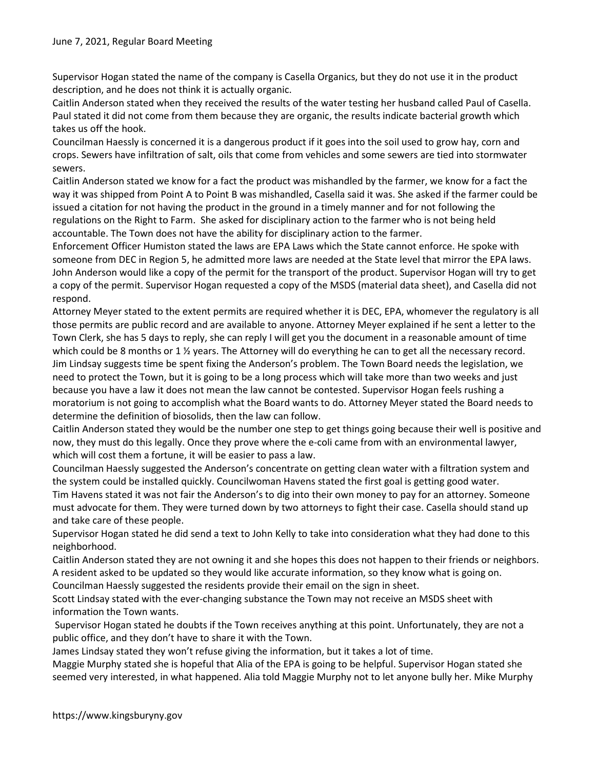Supervisor Hogan stated the name of the company is Casella Organics, but they do not use it in the product description, and he does not think it is actually organic.

Caitlin Anderson stated when they received the results of the water testing her husband called Paul of Casella. Paul stated it did not come from them because they are organic, the results indicate bacterial growth which takes us off the hook.

Councilman Haessly is concerned it is a dangerous product if it goes into the soil used to grow hay, corn and crops. Sewers have infiltration of salt, oils that come from vehicles and some sewers are tied into stormwater sewers.

Caitlin Anderson stated we know for a fact the product was mishandled by the farmer, we know for a fact the way it was shipped from Point A to Point B was mishandled, Casella said it was. She asked if the farmer could be issued a citation for not having the product in the ground in a timely manner and for not following the regulations on the Right to Farm. She asked for disciplinary action to the farmer who is not being held accountable. The Town does not have the ability for disciplinary action to the farmer.

Enforcement Officer Humiston stated the laws are EPA Laws which the State cannot enforce. He spoke with someone from DEC in Region 5, he admitted more laws are needed at the State level that mirror the EPA laws.

John Anderson would like a copy of the permit for the transport of the product. Supervisor Hogan will try to get a copy of the permit. Supervisor Hogan requested a copy of the MSDS (material data sheet), and Casella did not respond.

Attorney Meyer stated to the extent permits are required whether it is DEC, EPA, whomever the regulatory is all those permits are public record and are available to anyone. Attorney Meyer explained if he sent a letter to the Town Clerk, she has 5 days to reply, she can reply I will get you the document in a reasonable amount of time which could be 8 months or 1 ½ years. The Attorney will do everything he can to get all the necessary record.

Jim Lindsay suggests time be spent fixing the Anderson's problem. The Town Board needs the legislation, we need to protect the Town, but it is going to be a long process which will take more than two weeks and just because you have a law it does not mean the law cannot be contested. Supervisor Hogan feels rushing a moratorium is not going to accomplish what the Board wants to do. Attorney Meyer stated the Board needs to determine the definition of biosolids, then the law can follow.

Caitlin Anderson stated they would be the number one step to get things going because their well is positive and now, they must do this legally. Once they prove where the e-coli came from with an environmental lawyer, which will cost them a fortune, it will be easier to pass a law.

Councilman Haessly suggested the Anderson's concentrate on getting clean water with a filtration system and the system could be installed quickly. Councilwoman Havens stated the first goal is getting good water.

Tim Havens stated it was not fair the Anderson's to dig into their own money to pay for an attorney. Someone must advocate for them. They were turned down by two attorneys to fight their case. Casella should stand up and take care of these people.

Supervisor Hogan stated he did send a text to John Kelly to take into consideration what they had done to this neighborhood.

Caitlin Anderson stated they are not owning it and she hopes this does not happen to their friends or neighbors.

A resident asked to be updated so they would like accurate information, so they know what is going on.

Councilman Haessly suggested the residents provide their email on the sign in sheet.

Scott Lindsay stated with the ever-changing substance the Town may not receive an MSDS sheet with information the Town wants.

Supervisor Hogan stated he doubts if the Town receives anything at this point. Unfortunately, they are not a public office, and they don't have to share it with the Town.

James Lindsay stated they won't refuse giving the information, but it takes a lot of time.

Maggie Murphy stated she is hopeful that Alia of the EPA is going to be helpful. Supervisor Hogan stated she seemed very interested, in what happened. Alia told Maggie Murphy not to let anyone bully her. Mike Murphy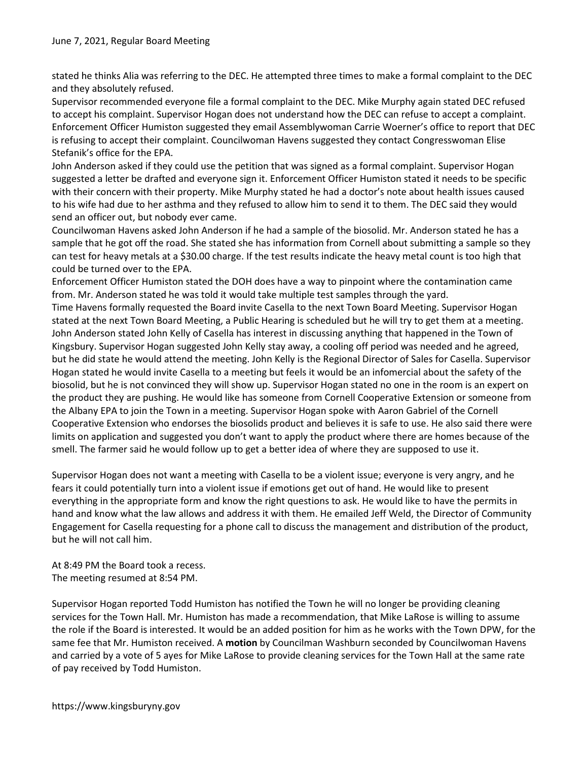stated he thinks Alia was referring to the DEC. He attempted three times to make a formal complaint to the DEC and they absolutely refused.

Supervisor recommended everyone file a formal complaint to the DEC. Mike Murphy again stated DEC refused to accept his complaint. Supervisor Hogan does not understand how the DEC can refuse to accept a complaint. Enforcement Officer Humiston suggested they email Assemblywoman Carrie Woerner's office to report that DEC is refusing to accept their complaint. Councilwoman Havens suggested they contact Congresswoman Elise Stefanik's office for the EPA.

John Anderson asked if they could use the petition that was signed as a formal complaint. Supervisor Hogan suggested a letter be drafted and everyone sign it. Enforcement Officer Humiston stated it needs to be specific with their concern with their property. Mike Murphy stated he had a doctor's note about health issues caused to his wife had due to her asthma and they refused to allow him to send it to them. The DEC said they would send an officer out, but nobody ever came.

Councilwoman Havens asked John Anderson if he had a sample of the biosolid. Mr. Anderson stated he has a sample that he got off the road. She stated she has information from Cornell about submitting a sample so they can test for heavy metals at a $30.00 charge. If the test results indicate the heavy metal count is too high that could be turned over to the EPA.

Enforcement Officer Humiston stated the DOH does have a way to pinpoint where the contamination came from. Mr. Anderson stated he was told it would take multiple test samples through the yard.

Time Havens formally requested the Board invite Casella to the next Town Board Meeting. Supervisor Hogan stated at the next Town Board Meeting, a Public Hearing is scheduled but he will try to get them at a meeting. John Anderson stated John Kelly of Casella has interest in discussing anything that happened in the Town of Kingsbury. Supervisor Hogan suggested John Kelly stay away, a cooling off period was needed and he agreed, but he did state he would attend the meeting. John Kelly is the Regional Director of Sales for Casella. Supervisor Hogan stated he would invite Casella to a meeting but feels it would be an infomercial about the safety of the biosolid, but he is not convinced they will show up. Supervisor Hogan stated no one in the room is an expert on the product they are pushing. He would like has someone from Cornell Cooperative Extension or someone from the Albany EPA to join the Town in a meeting. Supervisor Hogan spoke with Aaron Gabriel of the Cornell Cooperative Extension who endorses the biosolids product and believes it is safe to use. He also said there were limits on application and suggested you don't want to apply the product where there are homes because of the smell. The farmer said he would follow up to get a better idea of where they are supposed to use it.

Supervisor Hogan does not want a meeting with Casella to be a violent issue; everyone is very angry, and he fears it could potentially turn into a violent issue if emotions get out of hand. He would like to present everything in the appropriate form and know the right questions to ask. He would like to have the permits in hand and know what the law allows and address it with them. He emailed Jeff Weld, the Director of Community Engagement for Casella requesting for a phone call to discuss the management and distribution of the product, but he will not call him.

At 8:49 PM the Board took a recess.
The meeting resumed at 8:54 PM.

Supervisor Hogan reported Todd Humiston has notified the Town he will no longer be providing cleaning services for the Town Hall. Mr. Humiston has made a recommendation, that Mike LaRose is willing to assume the role if the Board is interested. It would be an added position for him as he works with the Town DPW, for the same fee that Mr. Humiston received. A **motion** by Councilman Washburn seconded by Councilwoman Havens and carried by a vote of 5 ayes for Mike LaRose to provide cleaning services for the Town Hall at the same rate of pay received by Todd Humiston.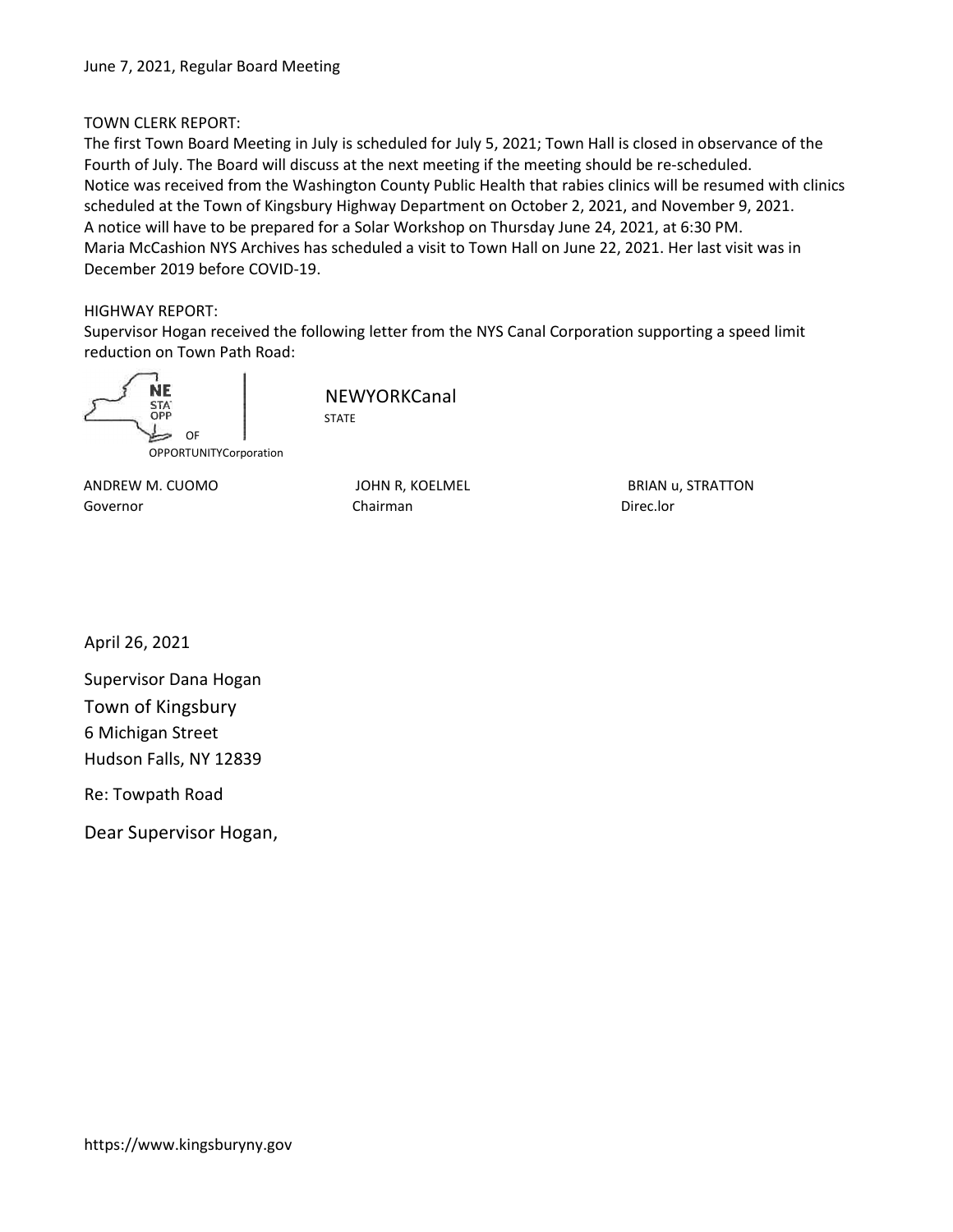June 7, 2021, Regular Board Meeting

TOWN CLERK REPORT:

The first Town Board Meeting in July is scheduled for July 5, 2021; Town Hall is closed in observance of the Fourth of July. The Board will discuss at the next meeting if the meeting should be re-scheduled.
Notice was received from the Washington County Public Health that rabies clinics will be resumed with clinics scheduled at the Town of Kingsbury Highway Department on October 2, 2021, and November 9, 2021.
A notice will have to be prepared for a Solar Workshop on Thursday June 24, 2021, at 6:30 PM.
Maria McCashion NYS Archives has scheduled a visit to Town Hall on June 22, 2021. Her last visit was in December 2019 before COVID-19.

HIGHWAY REPORT:

Supervisor Hogan received the following letter from the NYS Canal Corporation supporting a speed limit reduction on Town Path Road:

NE STA OPP OF OPPORTUNITYCorporation

NEWYORKCanal
STATE

ANDREW M. CUOMO
Governor

JOHN R, KOELMEL
Chairman

BRIAN u, STRATTON
Direc.lor

April 26, 2021

Supervisor Dana Hogan
Town of Kingsbury
6 Michigan Street
Hudson Falls, NY 12839

Re: Towpath Road

Dear Supervisor Hogan,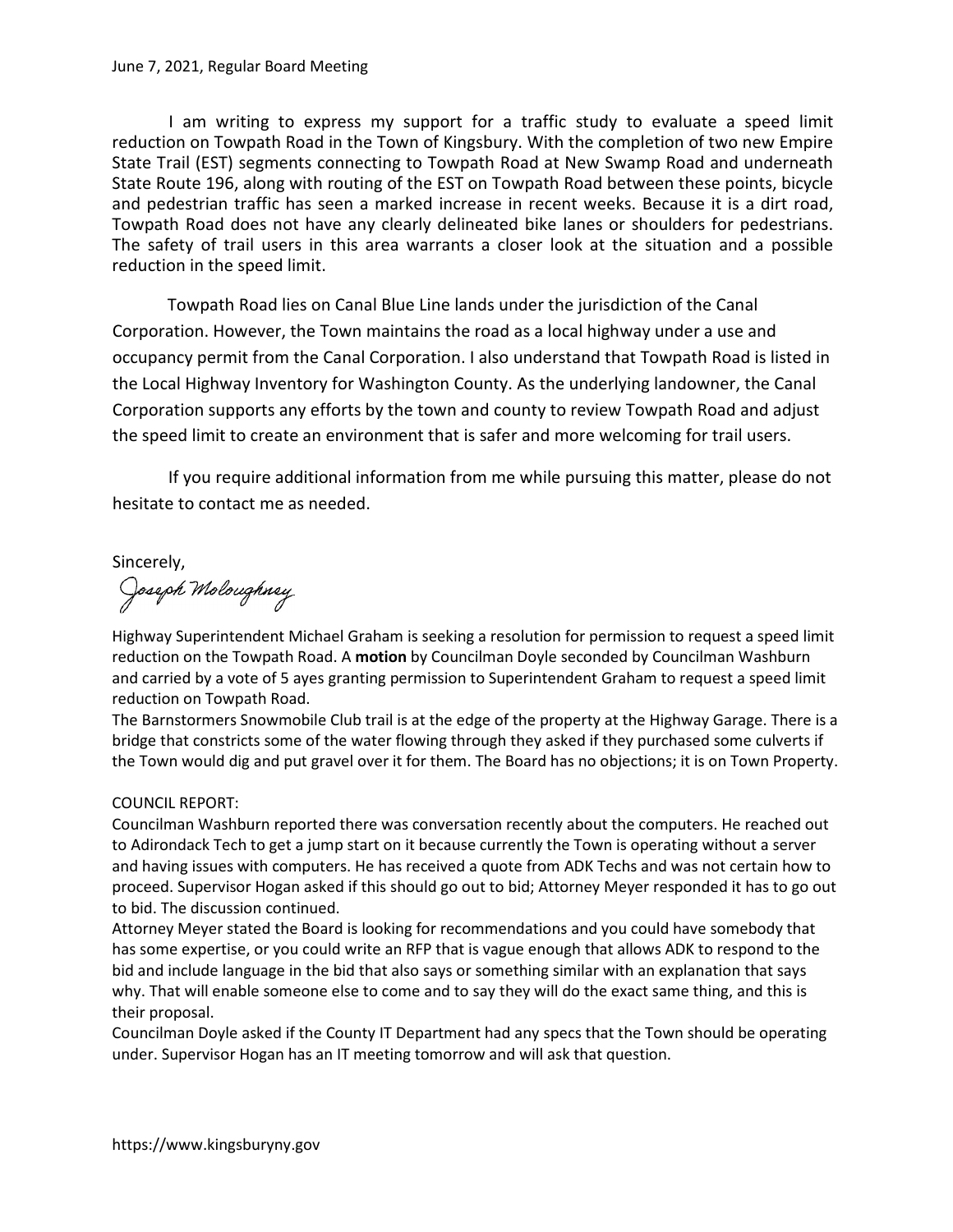June 7, 2021, Regular Board Meeting

I am writing to express my support for a traffic study to evaluate a speed limit reduction on Towpath Road in the Town of Kingsbury. With the completion of two new Empire State Trail (EST) segments connecting to Towpath Road at New Swamp Road and underneath State Route 196, along with routing of the EST on Towpath Road between these points, bicycle and pedestrian traffic has seen a marked increase in recent weeks. Because it is a dirt road, Towpath Road does not have any clearly delineated bike lanes or shoulders for pedestrians. The safety of trail users in this area warrants a closer look at the situation and a possible reduction in the speed limit.

Towpath Road lies on Canal Blue Line lands under the jurisdiction of the Canal Corporation. However, the Town maintains the road as a local highway under a use and occupancy permit from the Canal Corporation. I also understand that Towpath Road is listed in the Local Highway Inventory for Washington County. As the underlying landowner, the Canal Corporation supports any efforts by the town and county to review Towpath Road and adjust the speed limit to create an environment that is safer and more welcoming for trail users.

If you require additional information from me while pursuing this matter, please do not hesitate to contact me as needed.

Sincerely,

Joseph Moloughney

Highway Superintendent Michael Graham is seeking a resolution for permission to request a speed limit reduction on the Towpath Road. A **motion** by Councilman Doyle seconded by Councilman Washburn and carried by a vote of 5 ayes granting permission to Superintendent Graham to request a speed limit reduction on Towpath Road.

The Barnstormers Snowmobile Club trail is at the edge of the property at the Highway Garage. There is a bridge that constricts some of the water flowing through they asked if they purchased some culverts if the Town would dig and put gravel over it for them. The Board has no objections; it is on Town Property.

COUNCIL REPORT:

Councilman Washburn reported there was conversation recently about the computers. He reached out to Adirondack Tech to get a jump start on it because currently the Town is operating without a server and having issues with computers. He has received a quote from ADK Techs and was not certain how to proceed. Supervisor Hogan asked if this should go out to bid; Attorney Meyer responded it has to go out to bid. The discussion continued.

Attorney Meyer stated the Board is looking for recommendations and you could have somebody that has some expertise, or you could write an RFP that is vague enough that allows ADK to respond to the bid and include language in the bid that also says or something similar with an explanation that says why. That will enable someone else to come and to say they will do the exact same thing, and this is their proposal.

Councilman Doyle asked if the County IT Department had any specs that the Town should be operating under. Supervisor Hogan has an IT meeting tomorrow and will ask that question.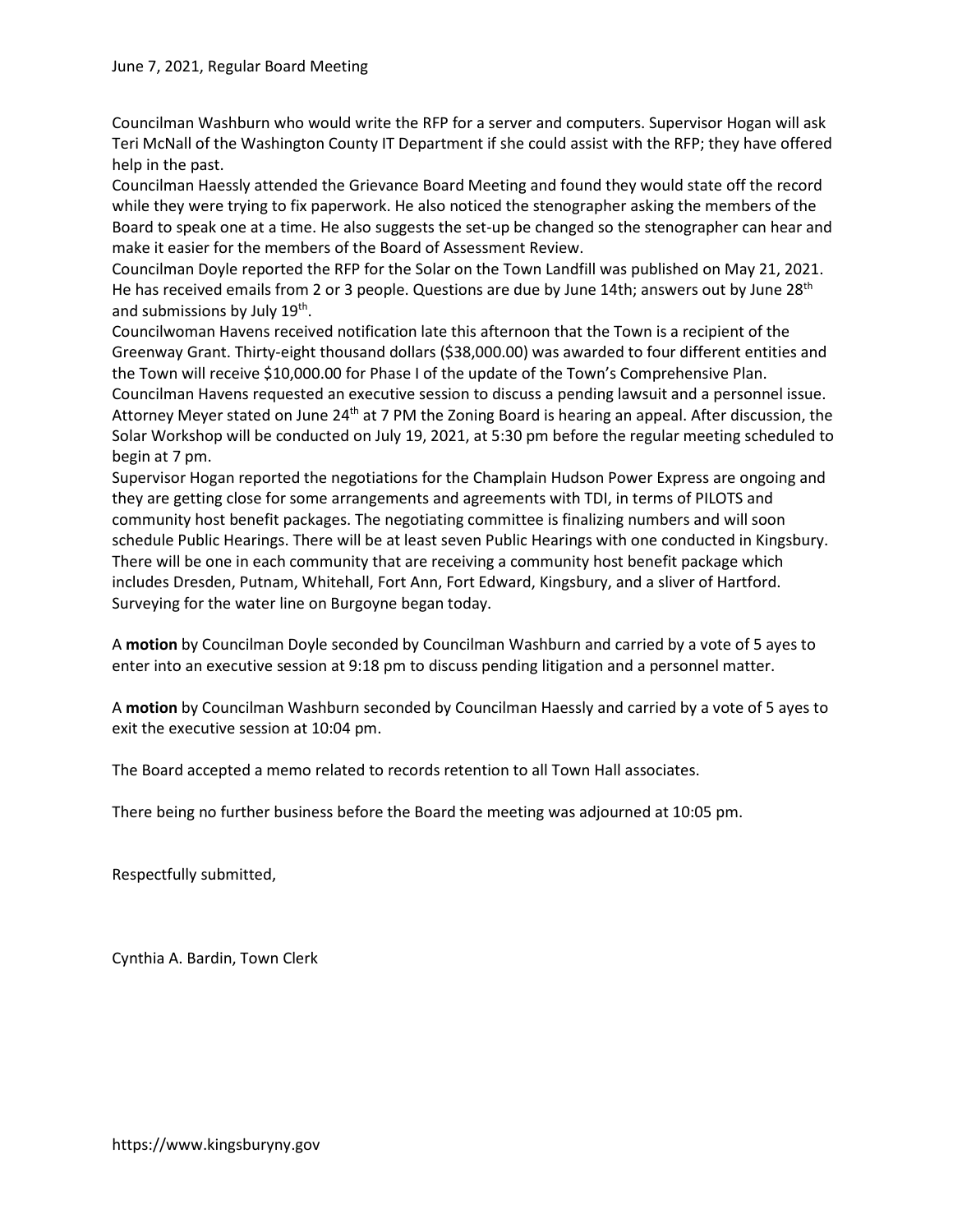Councilman Washburn who would write the RFP for a server and computers. Supervisor Hogan will ask Teri McNall of the Washington County IT Department if she could assist with the RFP; they have offered help in the past.

Councilman Haessly attended the Grievance Board Meeting and found they would state off the record while they were trying to fix paperwork. He also noticed the stenographer asking the members of the Board to speak one at a time. He also suggests the set-up be changed so the stenographer can hear and make it easier for the members of the Board of Assessment Review.

Councilman Doyle reported the RFP for the Solar on the Town Landfill was published on May 21, 2021. He has received emails from 2 or 3 people. Questions are due by June 14th; answers out by June 28th and submissions by July 19th.

Councilwoman Havens received notification late this afternoon that the Town is a recipient of the Greenway Grant. Thirty-eight thousand dollars ($38,000.00) was awarded to four different entities and the Town will receive $10,000.00 for Phase I of the update of the Town's Comprehensive Plan.

Councilman Havens requested an executive session to discuss a pending lawsuit and a personnel issue.

Attorney Meyer stated on June 24th at 7 PM the Zoning Board is hearing an appeal. After discussion, the Solar Workshop will be conducted on July 19, 2021, at 5:30 pm before the regular meeting scheduled to begin at 7 pm.

Supervisor Hogan reported the negotiations for the Champlain Hudson Power Express are ongoing and they are getting close for some arrangements and agreements with TDI, in terms of PILOTS and community host benefit packages. The negotiating committee is finalizing numbers and will soon schedule Public Hearings. There will be at least seven Public Hearings with one conducted in Kingsbury. There will be one in each community that are receiving a community host benefit package which includes Dresden, Putnam, Whitehall, Fort Ann, Fort Edward, Kingsbury, and a sliver of Hartford. Surveying for the water line on Burgoyne began today.

A **motion** by Councilman Doyle seconded by Councilman Washburn and carried by a vote of 5 ayes to enter into an executive session at 9:18 pm to discuss pending litigation and a personnel matter.

A **motion** by Councilman Washburn seconded by Councilman Haessly and carried by a vote of 5 ayes to exit the executive session at 10:04 pm.

The Board accepted a memo related to records retention to all Town Hall associates.

There being no further business before the Board the meeting was adjourned at 10:05 pm.

Respectfully submitted,

Cynthia A. Bardin, Town Clerk